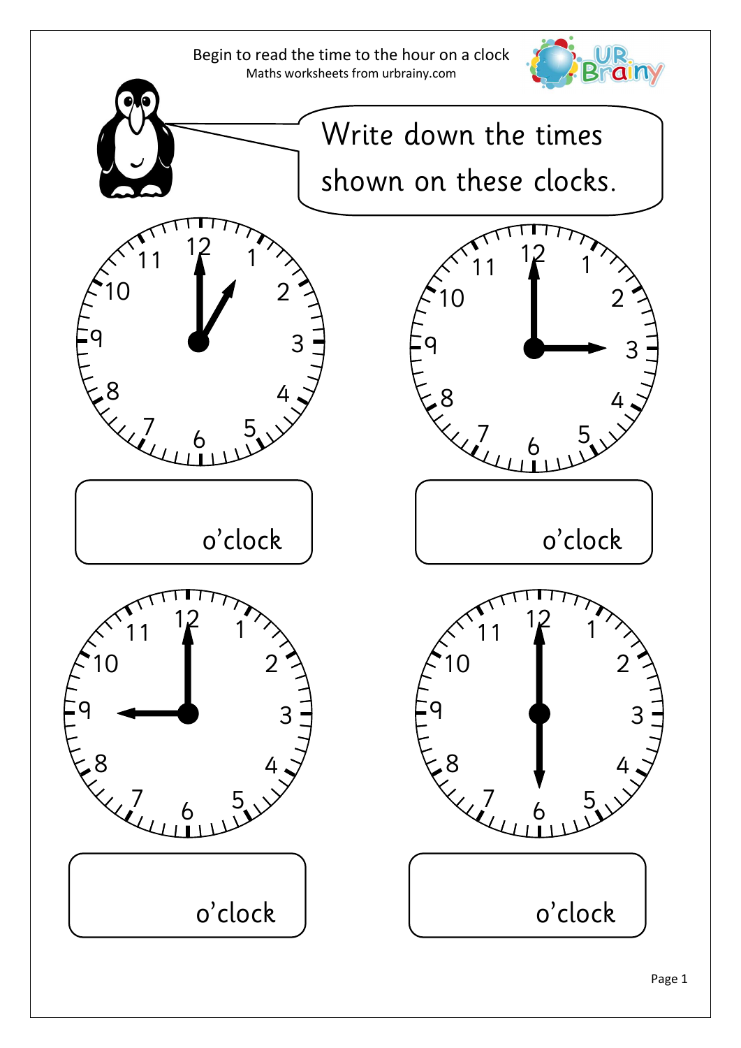# Begin to read the time to the hour on a clock

Maths worksheets from urbrainy.com

Write down the times shown on these clocks.

_______ o'clock

_______ o'clock

_______ o'clock

_______ o'clock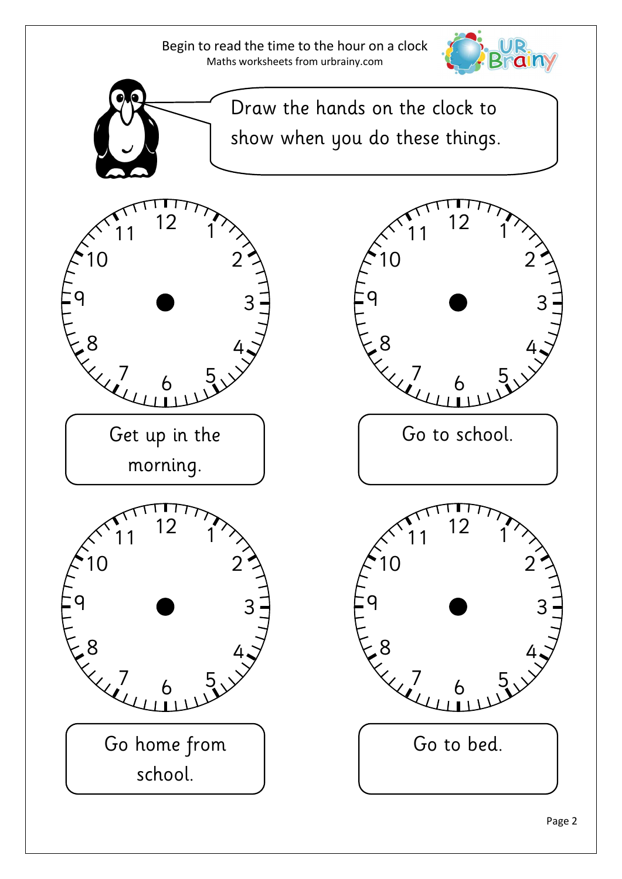# Begin to read the time to the hour on a clock

Maths worksheets from urbrainy.com

Draw the hands on the clock to show when you do these things.

Get up in the morning.

Go to school.

Go home from school.

Go to bed.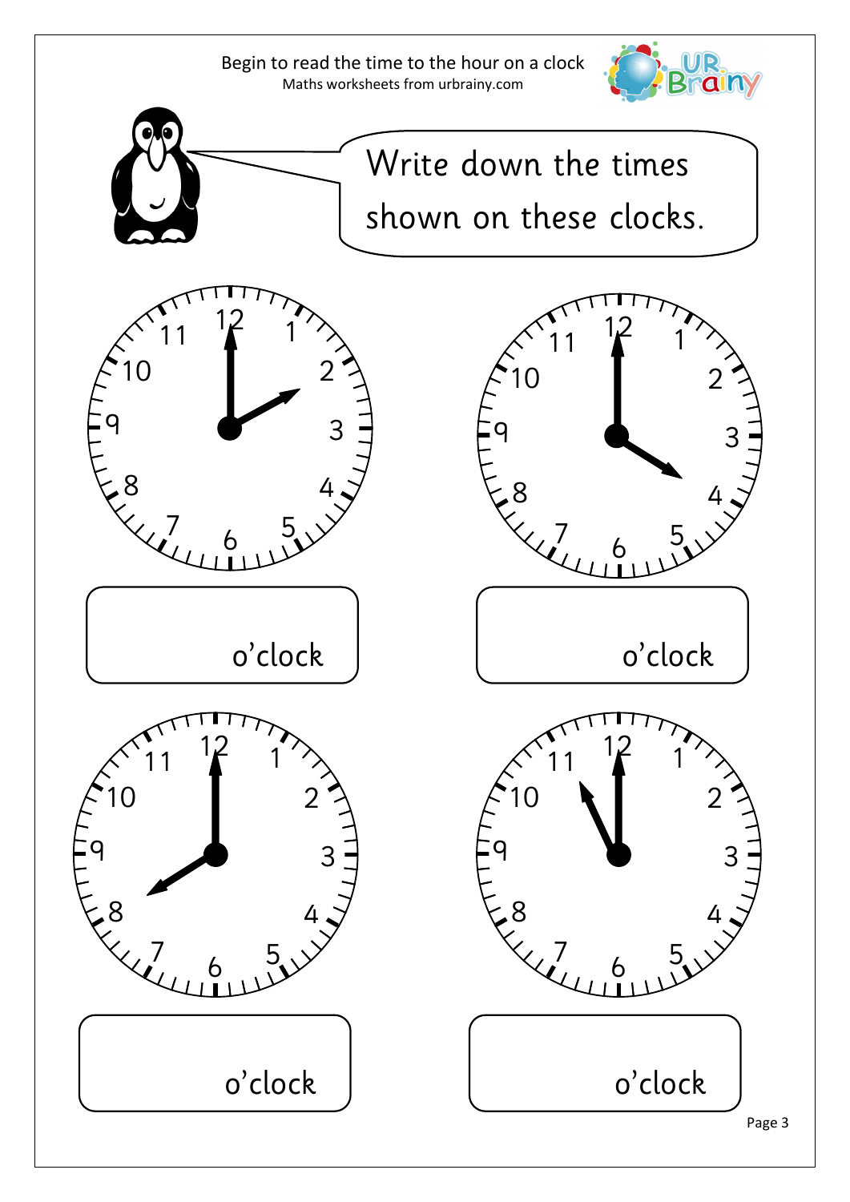Begin to read the time to the hour on a clock

Maths worksheets from urbrainy.com

Write down the times shown on these clocks.

_____ o'clock

_____ o'clock

_____ o'clock

_____ o'clock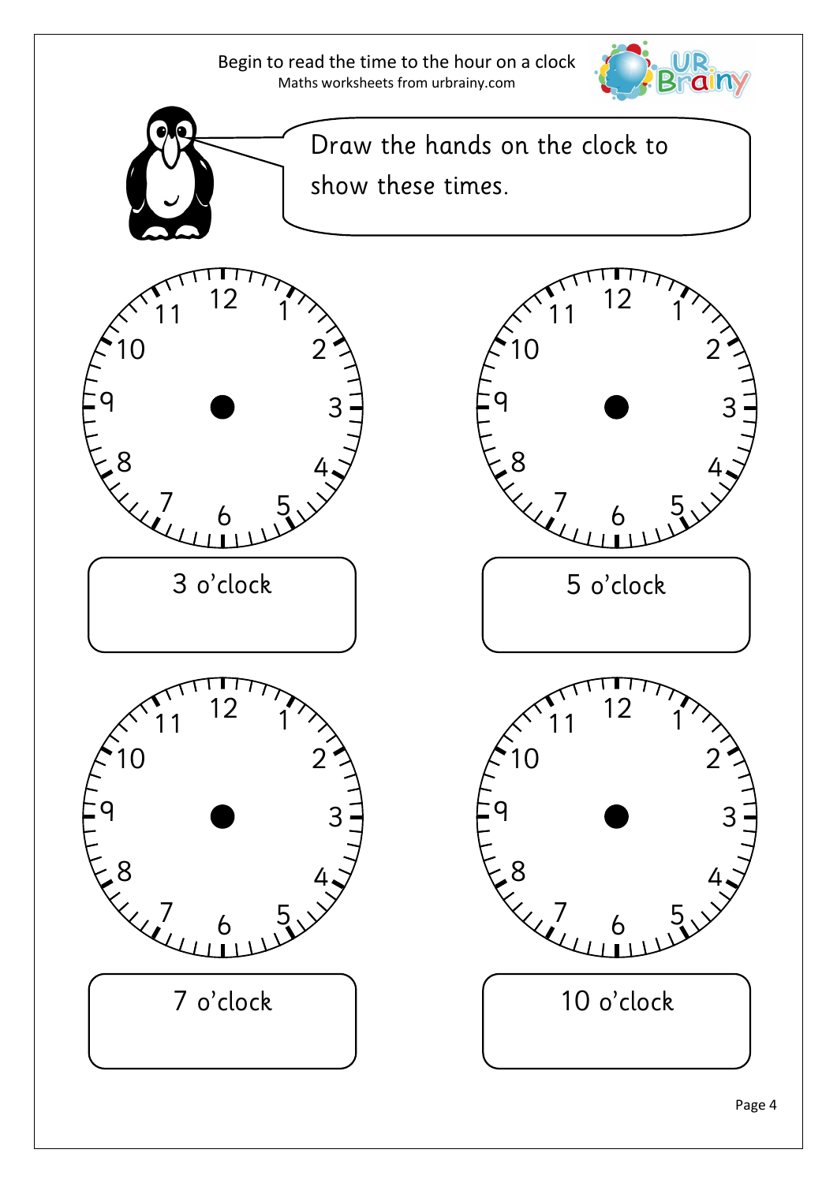Begin to read the time to the hour on a clock

Maths worksheets from urbrainy.com

Draw the hands on the clock to show these times.

3 o'clock

5 o'clock

7 o'clock

10 o'clock